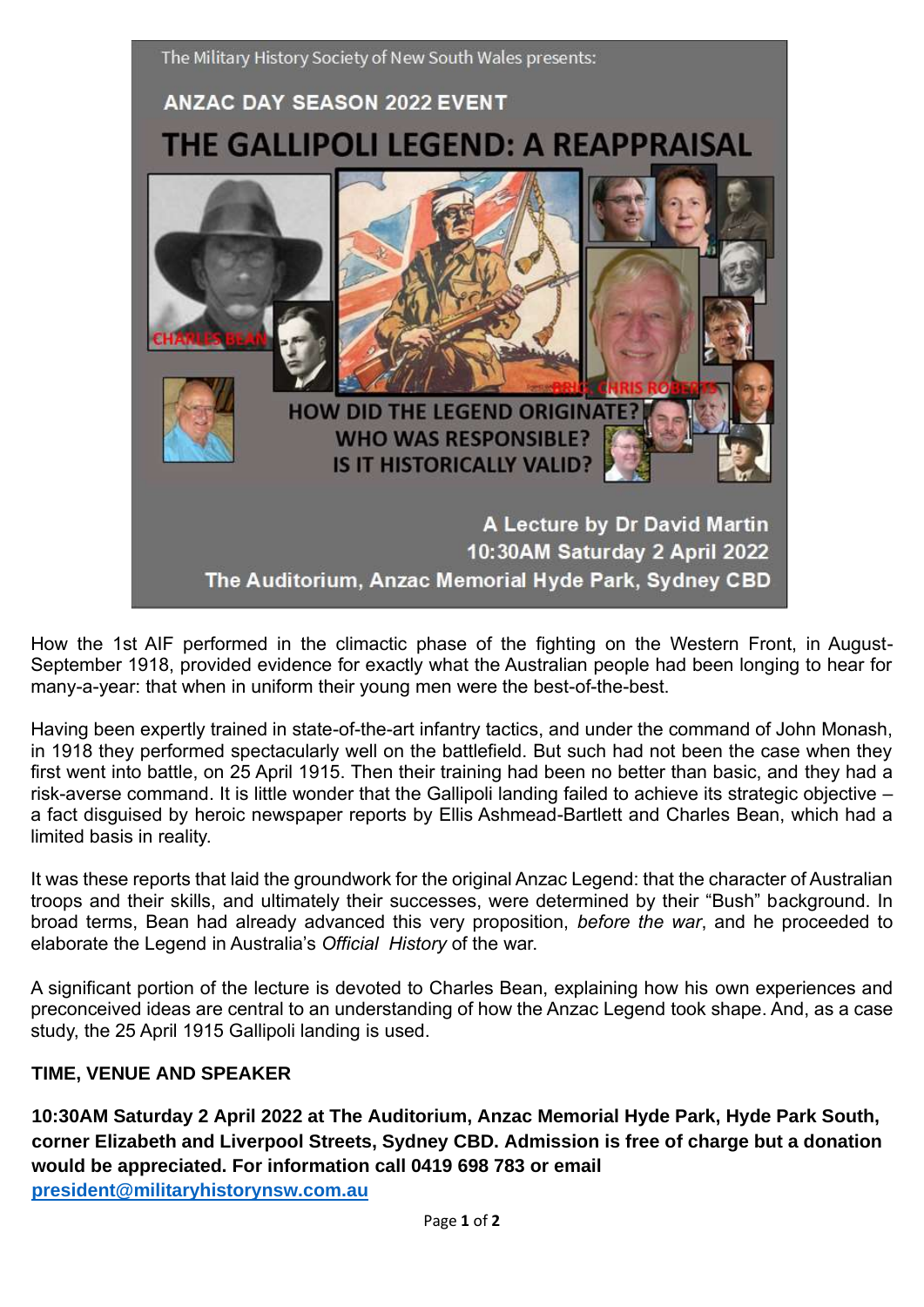The Military History Society of New South Wales presents:

**ANZAC DAY SEASON 2022 EVENT**

# THE GALLIPOLI LEGEND: A REAPPRAISAL

HOW DID THE LEGEND ORIGINATE?
WHO WAS RESPONSIBLE?
IS IT HISTORICALLY VALID?

**A Lecture by Dr David Martin**
**10:30AM Saturday 2 April 2022**
**The Auditorium, Anzac Memorial Hyde Park, Sydney CBD**

How the 1st AIF performed in the climactic phase of the fighting on the Western Front, in August-September 1918, provided evidence for exactly what the Australian people had been longing to hear for many-a-year: that when in uniform their young men were the best-of-the-best.

Having been expertly trained in state-of-the-art infantry tactics, and under the command of John Monash, in 1918 they performed spectacularly well on the battlefield. But such had not been the case when they first went into battle, on 25 April 1915. Then their training had been no better than basic, and they had a risk-averse command. It is little wonder that the Gallipoli landing failed to achieve its strategic objective – a fact disguised by heroic newspaper reports by Ellis Ashmead-Bartlett and Charles Bean, which had a limited basis in reality.

It was these reports that laid the groundwork for the original Anzac Legend: that the character of Australian troops and their skills, and ultimately their successes, were determined by their "Bush" background. In broad terms, Bean had already advanced this very proposition, *before the war*, and he proceeded to elaborate the Legend in Australia's *Official History* of the war.

A significant portion of the lecture is devoted to Charles Bean, explaining how his own experiences and preconceived ideas are central to an understanding of how the Anzac Legend took shape. And, as a case study, the 25 April 1915 Gallipoli landing is used.

**TIME, VENUE AND SPEAKER**

**10:30AM Saturday 2 April 2022 at The Auditorium, Anzac Memorial Hyde Park, Hyde Park South, corner Elizabeth and Liverpool Streets, Sydney CBD. Admission is free of charge but a donation would be appreciated. For information call 0419 698 783 or email [president@militaryhistorynsw.com.au](mailto:president@militaryhistorynsw.com.au)**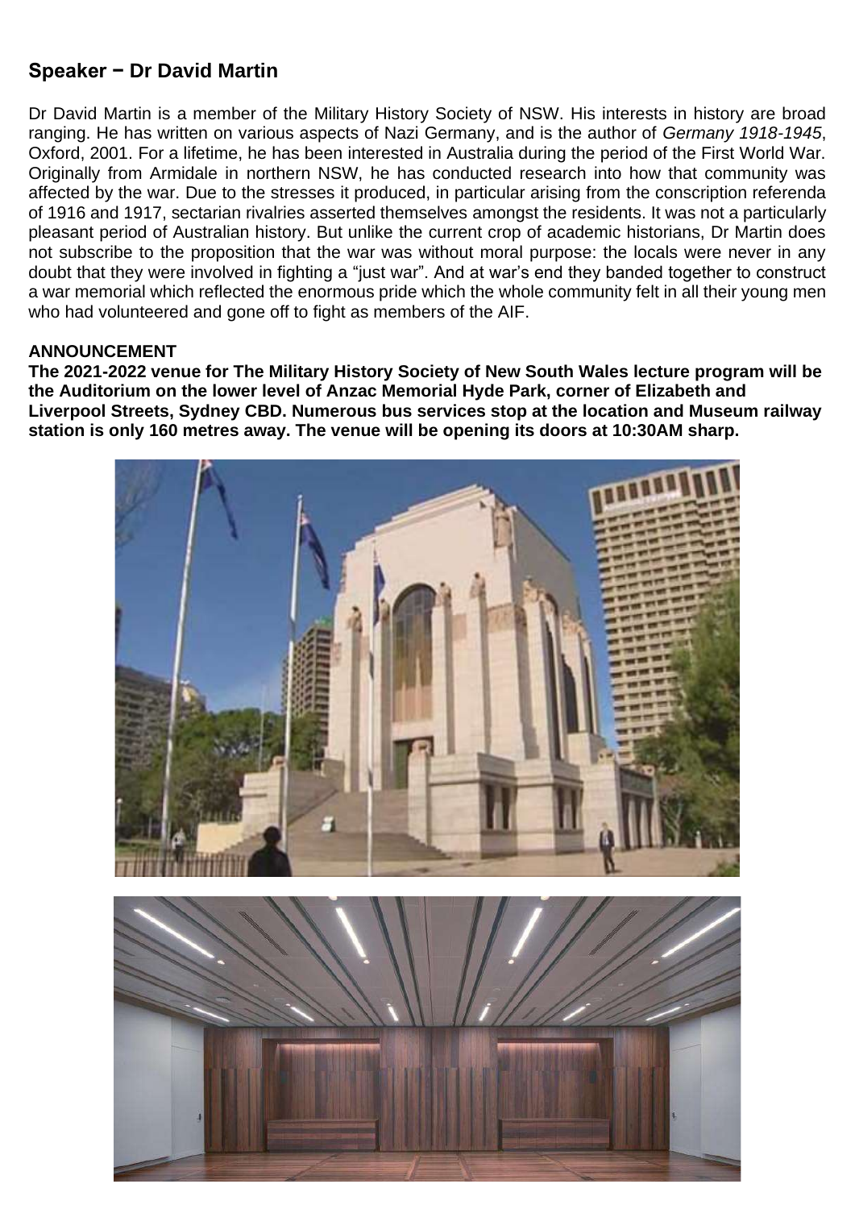## Speaker − Dr David Martin

Dr David Martin is a member of the Military History Society of NSW. His interests in history are broad ranging. He has written on various aspects of Nazi Germany, and is the author of *Germany 1918-1945*, Oxford, 2001. For a lifetime, he has been interested in Australia during the period of the First World War. Originally from Armidale in northern NSW, he has conducted research into how that community was affected by the war. Due to the stresses it produced, in particular arising from the conscription referenda of 1916 and 1917, sectarian rivalries asserted themselves amongst the residents. It was not a particularly pleasant period of Australian history. But unlike the current crop of academic historians, Dr Martin does not subscribe to the proposition that the war was without moral purpose: the locals were never in any doubt that they were involved in fighting a "just war". And at war's end they banded together to construct a war memorial which reflected the enormous pride which the whole community felt in all their young men who had volunteered and gone off to fight as members of the AIF.

**ANNOUNCEMENT**

**The 2021-2022 venue for The Military History Society of New South Wales lecture program will be the Auditorium on the lower level of Anzac Memorial Hyde Park, corner of Elizabeth and Liverpool Streets, Sydney CBD. Numerous bus services stop at the location and Museum railway station is only 160 metres away. The venue will be opening its doors at 10:30AM sharp.**